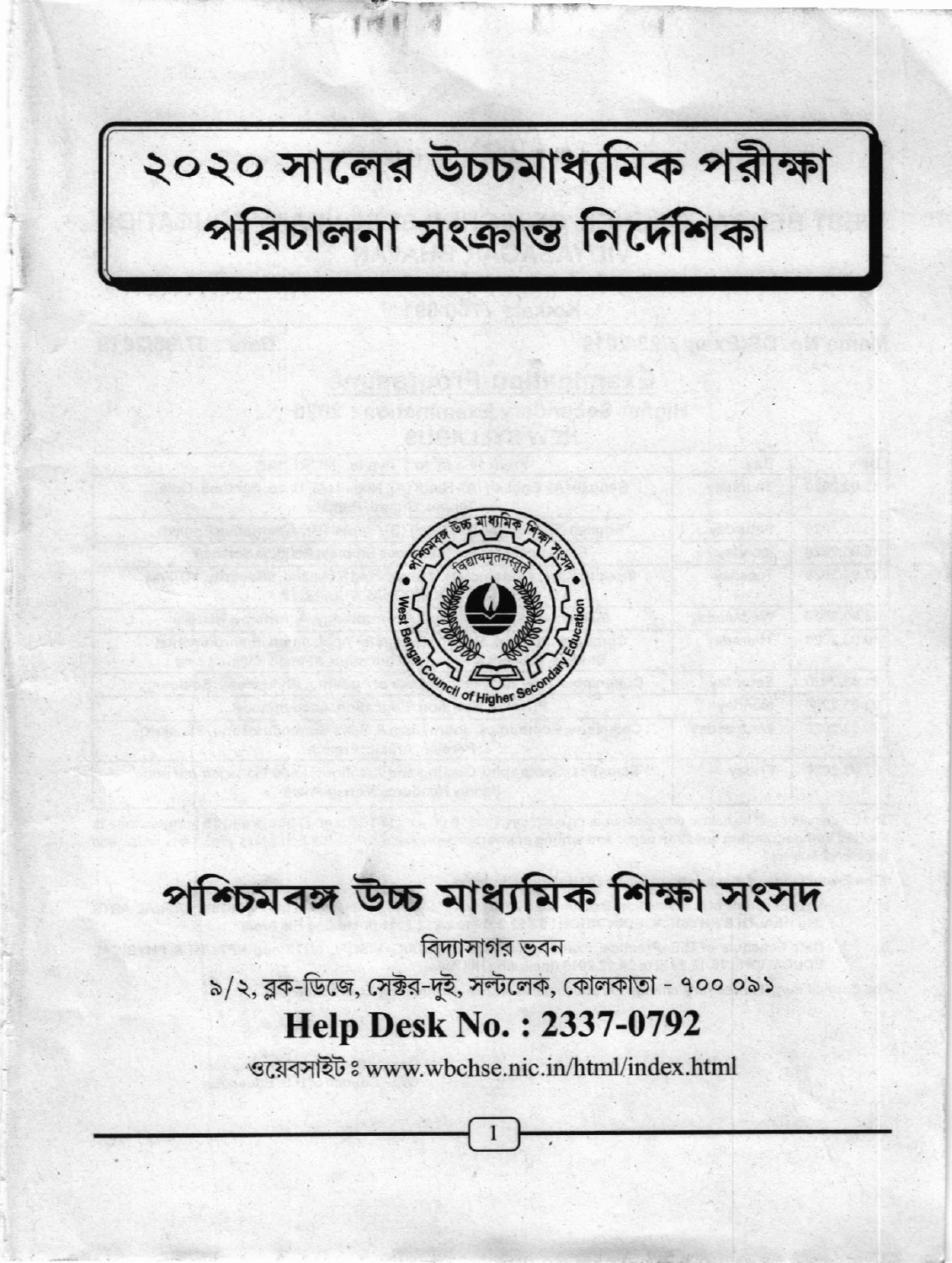# ২০২০ সালের উচ্চমাধ্যমিক পরীক্ষা পরিচালনা সংক্রান্ত নির্দেশিকা

## পশ্চিমবঙ্গ উচ্চ মাধ্যমিক শিক্ষা সংসদ

বিদ্যাসাগর ভবন

৯/২, ব্লক-ডিজে, সেক্টর-দুই, সল্টলেক, কোলকাতা - ৭০০ ০৯১

**Help Desk No. : 2337-0792**

ওয়েবসাইট ঃ www.wbchse.nic.in/html/index.html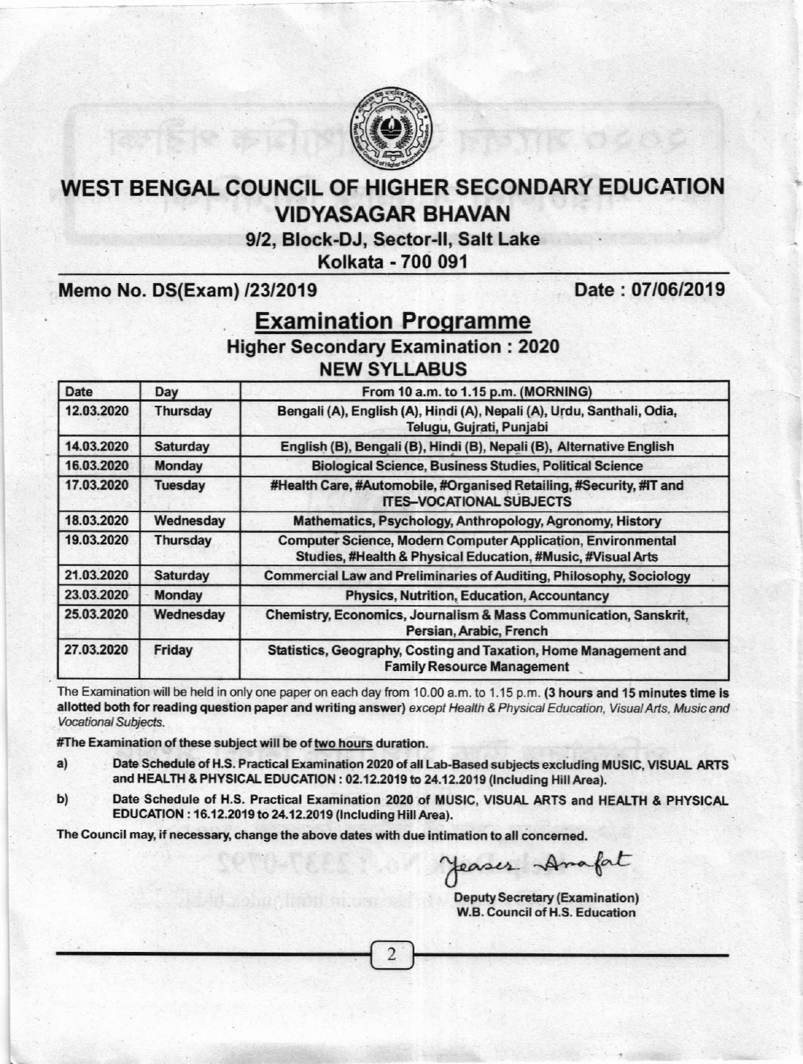# WEST BENGAL COUNCIL OF HIGHER SECONDARY EDUCATION
## VIDYASAGAR BHAVAN

**9/2, Block-DJ, Sector-II, Salt Lake**
**Kolkata - 700 091**

**Memo No. DS(Exam) /23/2019** **Date : 07/06/2019**

## Examination Programme

### Higher Secondary Examination : 2020
### NEW SYLLABUS

| Date | Day | From 10 a.m. to 1.15 p.m. (MORNING) |
|---|---|---|
| 12.03.2020 | Thursday | Bengali (A), English (A), Hindi (A), Nepali (A), Urdu, Santhali, Odia, Telugu, Gujrati, Punjabi |
| 14.03.2020 | Saturday | English (B), Bengali (B), Hindi (B), Nepali (B), Alternative English |
| 16.03.2020 | Monday | Biological Science, Business Studies, Political Science |
| 17.03.2020 | Tuesday | #Health Care, #Automobile, #Organised Retailing, #Security, #IT and ITES–VOCATIONAL SUBJECTS |
| 18.03.2020 | Wednesday | Mathematics, Psychology, Anthropology, Agronomy, History |
| 19.03.2020 | Thursday | Computer Science, Modern Computer Application, Environmental Studies, #Health & Physical Education, #Music, #Visual Arts |
| 21.03.2020 | Saturday | Commercial Law and Preliminaries of Auditing, Philosophy, Sociology |
| 23.03.2020 | Monday | Physics, Nutrition, Education, Accountancy |
| 25.03.2020 | Wednesday | Chemistry, Economics, Journalism & Mass Communication, Sanskrit, Persian, Arabic, French |
| 27.03.2020 | Friday | Statistics, Geography, Costing and Taxation, Home Management and Family Resource Management |

The Examination will be held in only one paper on each day from 10.00 a.m. to 1.15 p.m. **(3 hours and 15 minutes time is allotted both for reading question paper and writing answer)** *except Health & Physical Education, Visual Arts, Music and Vocational Subjects.*

**#The Examination of these subject will be of two hours duration.**

a) **Date Schedule of H.S. Practical Examination 2020 of all Lab-Based subjects excluding MUSIC, VISUAL ARTS and HEALTH & PHYSICAL EDUCATION : 02.12.2019 to 24.12.2019 (Including Hill Area).**

b) **Date Schedule of H.S. Practical Examination 2020 of MUSIC, VISUAL ARTS and HEALTH & PHYSICAL EDUCATION : 16.12.2019 to 24.12.2019 (Including Hill Area).**

**The Council may, if necessary, change the above dates with due intimation to all concerned.**

Yeaser Arafat

**Deputy Secretary (Examination)**
**W.B. Council of H.S. Education**